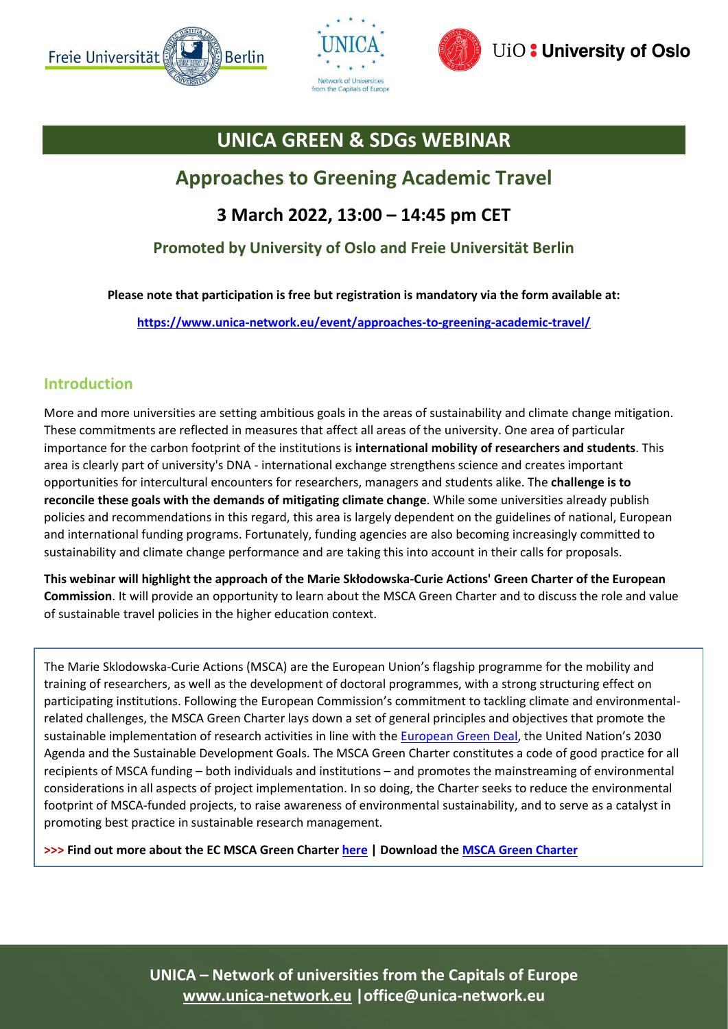# UNICA GREEN & SDGs WEBINAR

## Approaches to Greening Academic Travel

### 3 March 2022, 13:00 – 14:45 pm CET

**Promoted by University of Oslo and Freie Universität Berlin**

**Please note that participation is free but registration is mandatory via the form available at:**

**https://www.unica-network.eu/event/approaches-to-greening-academic-travel/**

## Introduction

More and more universities are setting ambitious goals in the areas of sustainability and climate change mitigation. These commitments are reflected in measures that affect all areas of the university. One area of particular importance for the carbon footprint of the institutions is **international mobility of researchers and students**. This area is clearly part of university's DNA - international exchange strengthens science and creates important opportunities for intercultural encounters for researchers, managers and students alike. The **challenge is to reconcile these goals with the demands of mitigating climate change**. While some universities already publish policies and recommendations in this regard, this area is largely dependent on the guidelines of national, European and international funding programs. Fortunately, funding agencies are also becoming increasingly committed to sustainability and climate change performance and are taking this into account in their calls for proposals.

**This webinar will highlight the approach of the Marie Skłodowska-Curie Actions' Green Charter of the European Commission**. It will provide an opportunity to learn about the MSCA Green Charter and to discuss the role and value of sustainable travel policies in the higher education context.

The Marie Sklodowska-Curie Actions (MSCA) are the European Union's flagship programme for the mobility and training of researchers, as well as the development of doctoral programmes, with a strong structuring effect on participating institutions. Following the European Commission's commitment to tackling climate and environmental-related challenges, the MSCA Green Charter lays down a set of general principles and objectives that promote the sustainable implementation of research activities in line with the European Green Deal, the United Nation's 2030 Agenda and the Sustainable Development Goals. The MSCA Green Charter constitutes a code of good practice for all recipients of MSCA funding – both individuals and institutions – and promotes the mainstreaming of environmental considerations in all aspects of project implementation. In so doing, the Charter seeks to reduce the environmental footprint of MSCA-funded projects, to raise awareness of environmental sustainability, and to serve as a catalyst in promoting best practice in sustainable research management.

**>>> Find out more about the EC MSCA Green Charter here | Download the MSCA Green Charter**

**UNICA – Network of universities from the Capitals of Europe**
**www.unica-network.eu | office@unica-network.eu**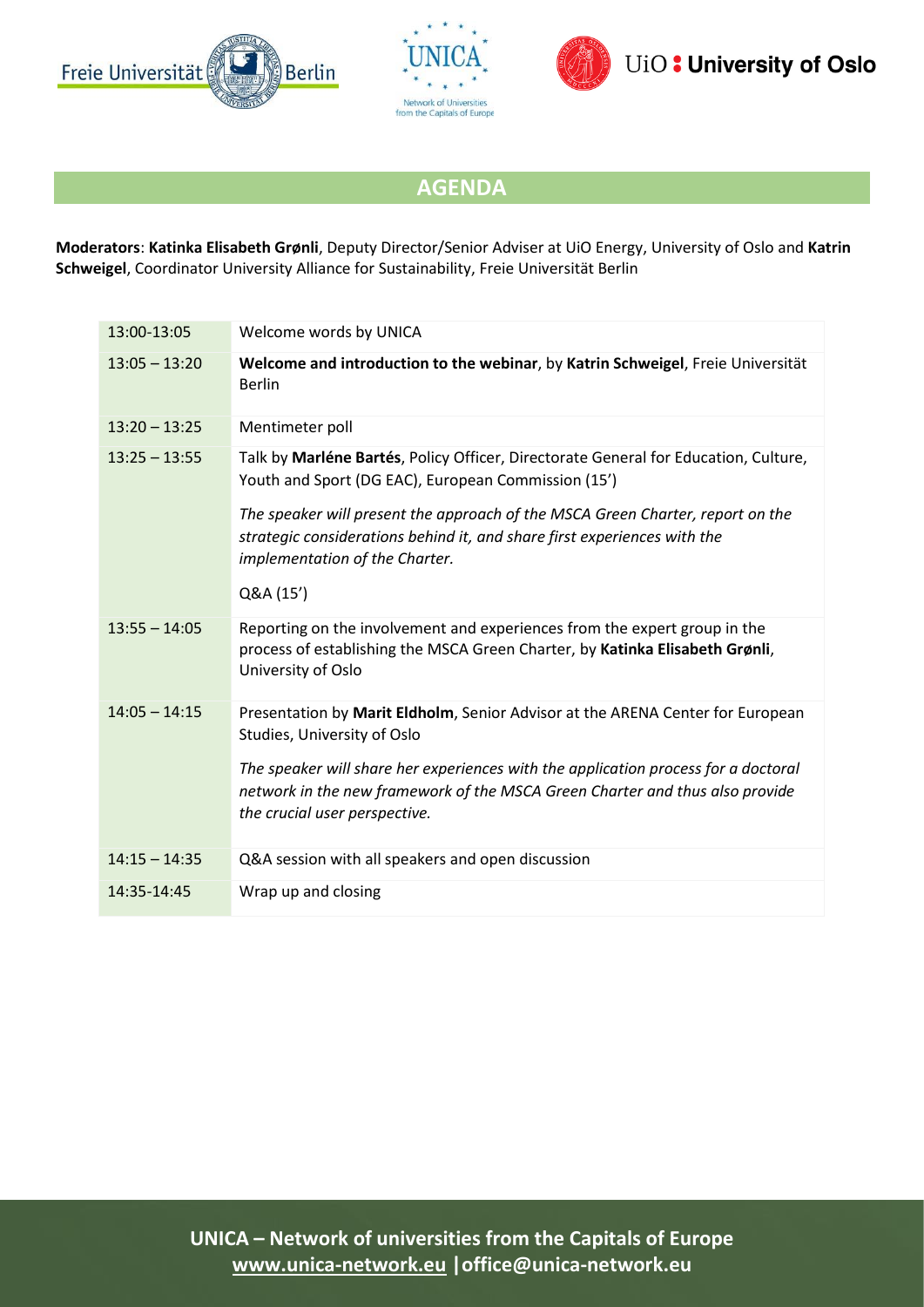## AGENDA

**Moderators**: **Katinka Elisabeth Grønli**, Deputy Director/Senior Adviser at UiO Energy, University of Oslo and **Katrin Schweigel**, Coordinator University Alliance for Sustainability, Freie Universität Berlin

| | |
|---|---|
| 13:00-13:05 | Welcome words by UNICA |
| 13:05 – 13:20 | **Welcome and introduction to the webinar**, by **Katrin Schweigel**, Freie Universität Berlin |
| 13:20 – 13:25 | Mentimeter poll |
| 13:25 – 13:55 | Talk by **Marléne Bartés**, Policy Officer, Directorate General for Education, Culture, Youth and Sport (DG EAC), European Commission (15')<br><br>*The speaker will present the approach of the MSCA Green Charter, report on the strategic considerations behind it, and share first experiences with the implementation of the Charter.*<br><br>Q&A (15') |
| 13:55 – 14:05 | Reporting on the involvement and experiences from the expert group in the process of establishing the MSCA Green Charter, by **Katinka Elisabeth Grønli**, University of Oslo |
| 14:05 – 14:15 | Presentation by **Marit Eldholm**, Senior Advisor at the ARENA Center for European Studies, University of Oslo<br><br>*The speaker will share her experiences with the application process for a doctoral network in the new framework of the MSCA Green Charter and thus also provide the crucial user perspective.* |
| 14:15 – 14:35 | Q&A session with all speakers and open discussion |
| 14:35-14:45 | Wrap up and closing |

**UNICA – Network of universities from the Capitals of Europe**
**www.unica-network.eu | office@unica-network.eu**